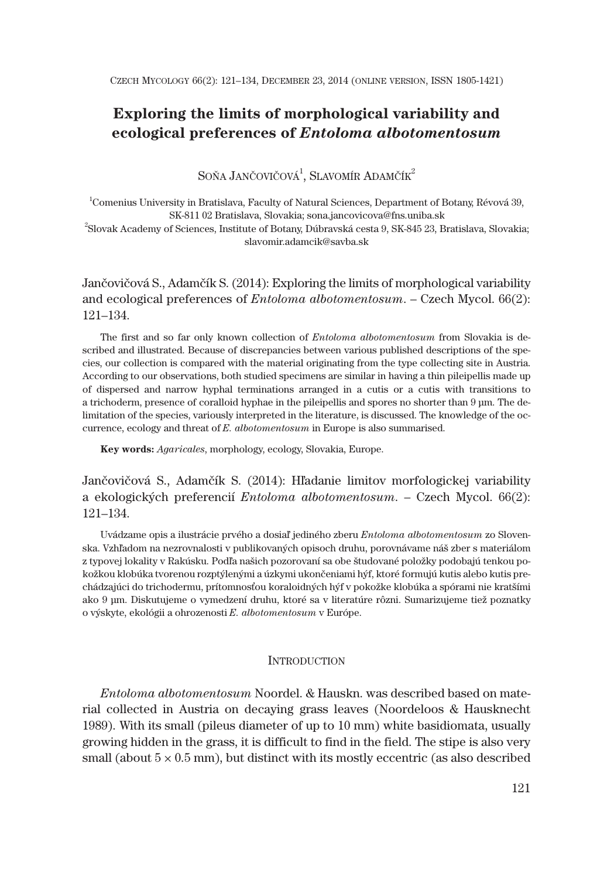# Exploring the limits of morphological variability and ecological preferences of *Entoloma albotomentosum*

SOŇA JANČOVIČOVÁ[1], SLAVOMÍR ADAMČÍK[2]

[1]Comenius University in Bratislava, Faculty of Natural Sciences, Department of Botany, Révová 39, SK-811 02 Bratislava, Slovakia; sona.jancovicova@fns.uniba.sk

[2]Slovak Academy of Sciences, Institute of Botany, Dúbravská cesta 9, SK-845 23, Bratislava, Slovakia; slavomir.adamcik@savba.sk

Jančovičová S., Adamčík S. (2014): Exploring the limits of morphological variability and ecological preferences of *Entoloma albotomentosum*. – Czech Mycol. 66(2): 121–134.

The first and so far only known collection of *Entoloma albotomentosum* from Slovakia is described and illustrated. Because of discrepancies between various published descriptions of the species, our collection is compared with the material originating from the type collecting site in Austria. According to our observations, both studied specimens are similar in having a thin pileipellis made up of dispersed and narrow hyphal terminations arranged in a cutis or a cutis with transitions to a trichoderm, presence of coralloid hyphae in the pileipellis and spores no shorter than 9 µm. The delimitation of the species, variously interpreted in the literature, is discussed. The knowledge of the occurrence, ecology and threat of *E. albotomentosum* in Europe is also summarised.

**Key words:** *Agaricales*, morphology, ecology, Slovakia, Europe.

Jančovičová S., Adamčík S. (2014): Hľadanie limitov morfologickej variability a ekologických preferencií *Entoloma albotomentosum*. – Czech Mycol. 66(2): 121–134.

Uvádzame opis a ilustrácie prvého a dosiaľ jediného zberu *Entoloma albotomentosum* zo Slovenska. Vzhľadom na nezrovnalosti v publikovaných opisoch druhu, porovnávame náš zber s materiálom z typovej lokality v Rakúsku. Podľa našich pozorovaní sa obe študované položky podobajú tenkou pokožkou klobúka tvorenou rozptýlenými a úzkymi ukončeniami hýf, ktoré formujú kutis alebo kutis prechádzajúci do trichodermu, prítomnosťou koraloidných hýf v pokožke klobúka a spórami nie kratšími ako 9 µm. Diskutujeme o vymedzení druhu, ktoré sa v literatúre rôzni. Sumarizujeme tiež poznatky o výskyte, ekológii a ohrozenosti *E. albotomentosum* v Európe.

## INTRODUCTION

*Entoloma albotomentosum* Noordel. & Hauskn. was described based on material collected in Austria on decaying grass leaves (Noordeloos & Hausknecht 1989). With its small (pileus diameter of up to 10 mm) white basidiomata, usually growing hidden in the grass, it is difficult to find in the field. The stipe is also very small (about 5 × 0.5 mm), but distinct with its mostly eccentric (as also described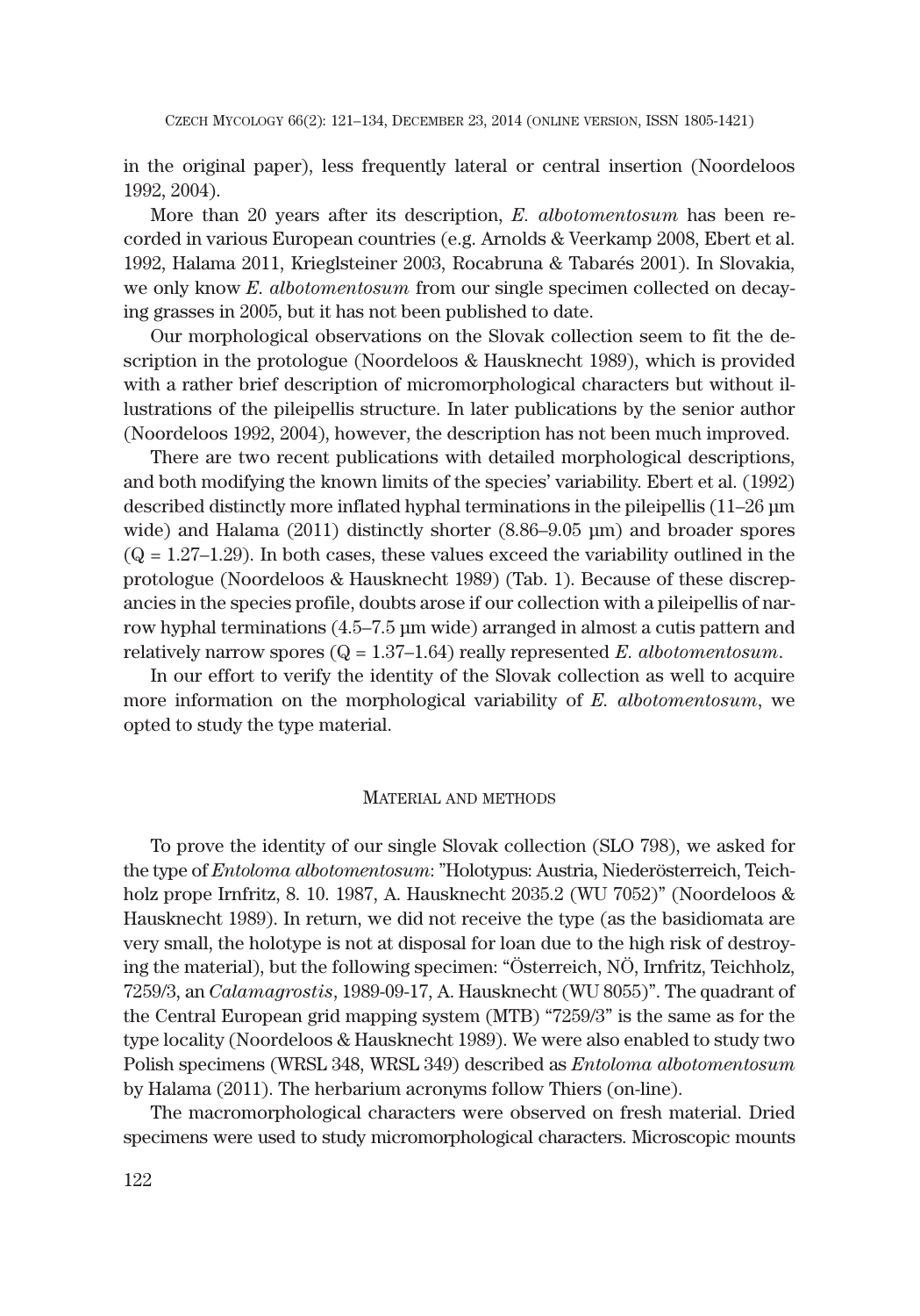in the original paper), less frequently lateral or central insertion (Noordeloos 1992, 2004).

More than 20 years after its description, *E. albotomentosum* has been recorded in various European countries (e.g. Arnolds & Veerkamp 2008, Ebert et al. 1992, Halama 2011, Krieglsteiner 2003, Rocabruna & Tabarés 2001). In Slovakia, we only know *E. albotomentosum* from our single specimen collected on decaying grasses in 2005, but it has not been published to date.

Our morphological observations on the Slovak collection seem to fit the description in the protologue (Noordeloos & Hausknecht 1989), which is provided with a rather brief description of micromorphological characters but without illustrations of the pileipellis structure. In later publications by the senior author (Noordeloos 1992, 2004), however, the description has not been much improved.

There are two recent publications with detailed morphological descriptions, and both modifying the known limits of the species' variability. Ebert et al. (1992) described distinctly more inflated hyphal terminations in the pileipellis (11–26 µm wide) and Halama (2011) distinctly shorter (8.86–9.05 µm) and broader spores (Q = 1.27–1.29). In both cases, these values exceed the variability outlined in the protologue (Noordeloos & Hausknecht 1989) (Tab. 1). Because of these discrepancies in the species profile, doubts arose if our collection with a pileipellis of narrow hyphal terminations (4.5–7.5 µm wide) arranged in almost a cutis pattern and relatively narrow spores (Q = 1.37–1.64) really represented *E. albotomentosum*.

In our effort to verify the identity of the Slovak collection as well to acquire more information on the morphological variability of *E. albotomentosum*, we opted to study the type material.

## Material and methods

To prove the identity of our single Slovak collection (SLO 798), we asked for the type of *Entoloma albotomentosum*: "Holotypus: Austria, Niederösterreich, Teichholz prope Irnfritz, 8. 10. 1987, A. Hausknecht 2035.2 (WU 7052)" (Noordeloos & Hausknecht 1989). In return, we did not receive the type (as the basidiomata are very small, the holotype is not at disposal for loan due to the high risk of destroying the material), but the following specimen: "Österreich, NÖ, Irnfritz, Teichholz, 7259/3, an *Calamagrostis*, 1989-09-17, A. Hausknecht (WU 8055)". The quadrant of the Central European grid mapping system (MTB) "7259/3" is the same as for the type locality (Noordeloos & Hausknecht 1989). We were also enabled to study two Polish specimens (WRSL 348, WRSL 349) described as *Entoloma albotomentosum* by Halama (2011). The herbarium acronyms follow Thiers (on-line).

The macromorphological characters were observed on fresh material. Dried specimens were used to study micromorphological characters. Microscopic mounts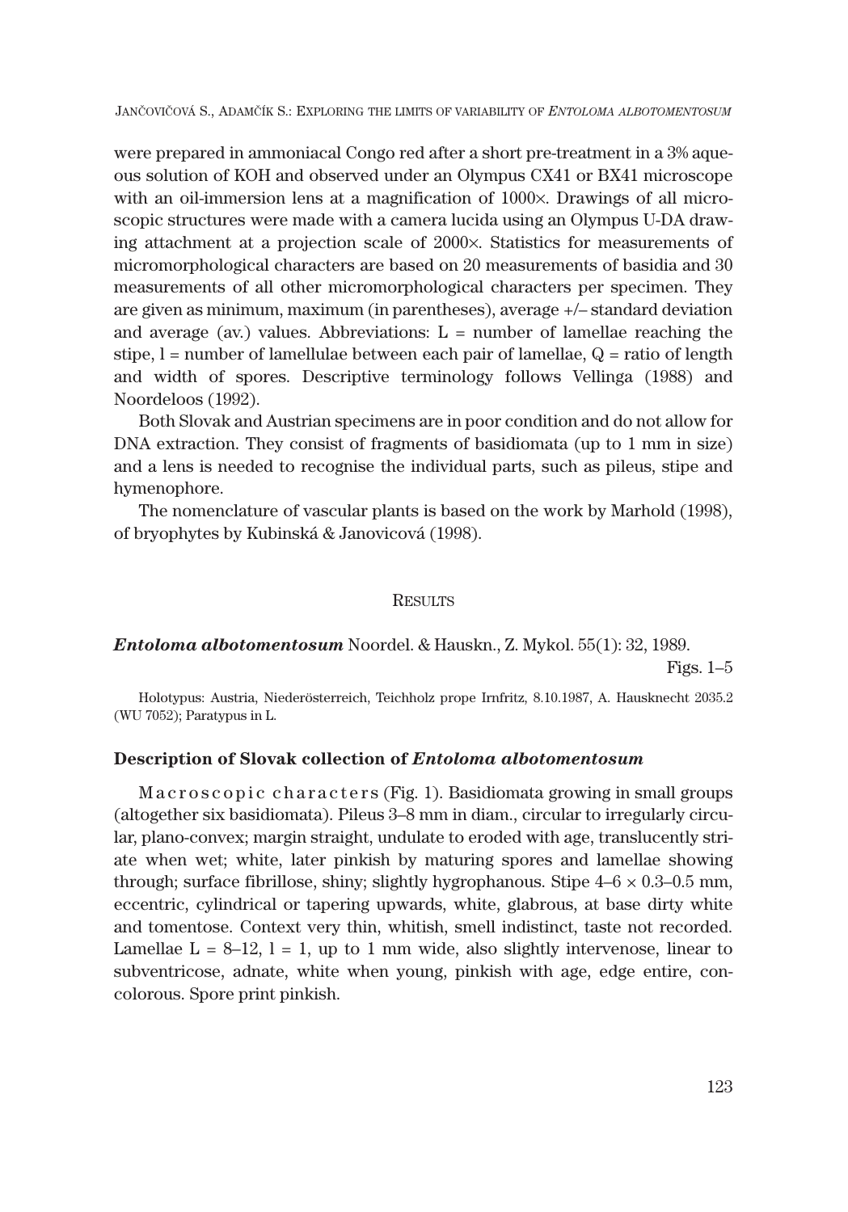were prepared in ammoniacal Congo red after a short pre-treatment in a 3% aqueous solution of KOH and observed under an Olympus CX41 or BX41 microscope with an oil-immersion lens at a magnification of 1000×. Drawings of all microscopic structures were made with a camera lucida using an Olympus U-DA drawing attachment at a projection scale of 2000×. Statistics for measurements of micromorphological characters are based on 20 measurements of basidia and 30 measurements of all other micromorphological characters per specimen. They are given as minimum, maximum (in parentheses), average +/– standard deviation and average (av.) values. Abbreviations: L = number of lamellae reaching the stipe, l = number of lamellulae between each pair of lamellae, Q = ratio of length and width of spores. Descriptive terminology follows Vellinga (1988) and Noordeloos (1992).

Both Slovak and Austrian specimens are in poor condition and do not allow for DNA extraction. They consist of fragments of basidiomata (up to 1 mm in size) and a lens is needed to recognise the individual parts, such as pileus, stipe and hymenophore.

The nomenclature of vascular plants is based on the work by Marhold (1998), of bryophytes by Kubinská & Janovicová (1998).

## RESULTS

***Entoloma albotomentosum*** Noordel. & Hauskn., Z. Mykol. 55(1): 32, 1989.

Figs. 1–5

Holotypus: Austria, Niederösterreich, Teichholz prope Irnfritz, 8.10.1987, A. Hausknecht 2035.2 (WU 7052); Paratypus in L.

### Description of Slovak collection of *Entoloma albotomentosum*

Macroscopic characters (Fig. 1). Basidiomata growing in small groups (altogether six basidiomata). Pileus 3–8 mm in diam., circular to irregularly circular, plano-convex; margin straight, undulate to eroded with age, translucently striate when wet; white, later pinkish by maturing spores and lamellae showing through; surface fibrillose, shiny; slightly hygrophanous. Stipe 4–6 × 0.3–0.5 mm, eccentric, cylindrical or tapering upwards, white, glabrous, at base dirty white and tomentose. Context very thin, whitish, smell indistinct, taste not recorded. Lamellae L = 8–12, l = 1, up to 1 mm wide, also slightly intervenose, linear to subventricose, adnate, white when young, pinkish with age, edge entire, concolorous. Spore print pinkish.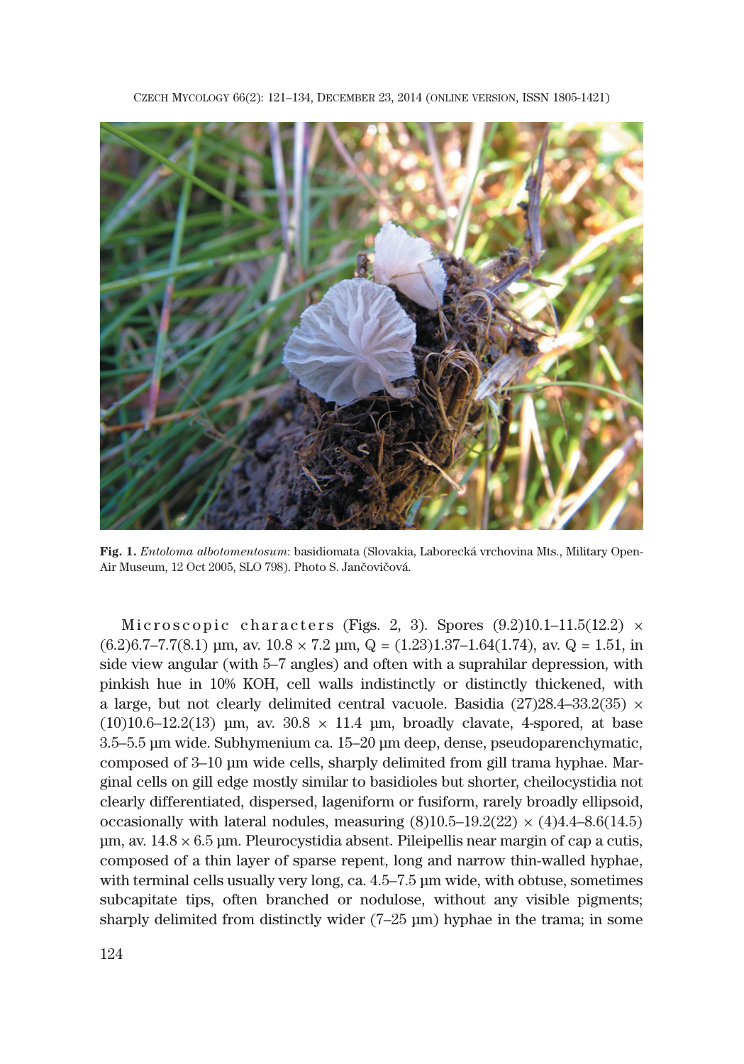**Fig. 1.** *Entoloma albotomentosum*: basidiomata (Slovakia, Laborecká vrchovina Mts., Military Open-Air Museum, 12 Oct 2005, SLO 798). Photo S. Jančovičová.

Microscopic characters (Figs. 2, 3). Spores (9.2)10.1–11.5(12.2) × (6.2)6.7–7.7(8.1) µm, av. 10.8 × 7.2 µm, Q = (1.23)1.37–1.64(1.74), av. Q = 1.51, in side view angular (with 5–7 angles) and often with a suprahilar depression, with pinkish hue in 10% KOH, cell walls indistinctly or distinctly thickened, with a large, but not clearly delimited central vacuole. Basidia (27)28.4–33.2(35) × (10)10.6–12.2(13) µm, av. 30.8 × 11.4 µm, broadly clavate, 4-spored, at base 3.5–5.5 µm wide. Subhymenium ca. 15–20 µm deep, dense, pseudoparenchymatic, composed of 3–10 µm wide cells, sharply delimited from gill trama hyphae. Marginal cells on gill edge mostly similar to basidioles but shorter, cheilocystidia not clearly differentiated, dispersed, lageniform or fusiform, rarely broadly ellipsoid, occasionally with lateral nodules, measuring (8)10.5–19.2(22) × (4)4.4–8.6(14.5) µm, av. 14.8 × 6.5 µm. Pleurocystidia absent. Pileipellis near margin of cap a cutis, composed of a thin layer of sparse repent, long and narrow thin-walled hyphae, with terminal cells usually very long, ca. 4.5–7.5 µm wide, with obtuse, sometimes subcapitate tips, often branched or nodulose, without any visible pigments; sharply delimited from distinctly wider (7–25 µm) hyphae in the trama; in some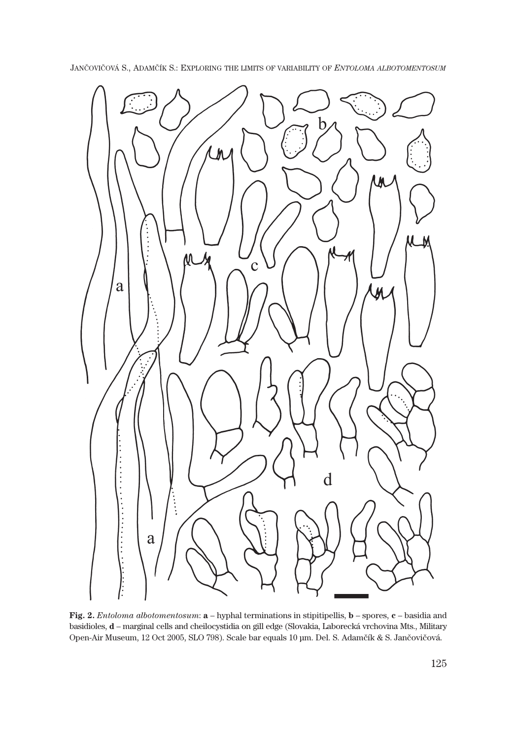**Fig. 2.** *Entoloma albotomentosum*: **a** – hyphal terminations in stipitipellis, **b** – spores, **c** – basidia and basidioles, **d** – marginal cells and cheilocystidia on gill edge (Slovakia, Laborecká vrchovina Mts., Military Open-Air Museum, 12 Oct 2005, SLO 798). Scale bar equals 10 µm. Del. S. Adamčík & S. Jančovičová.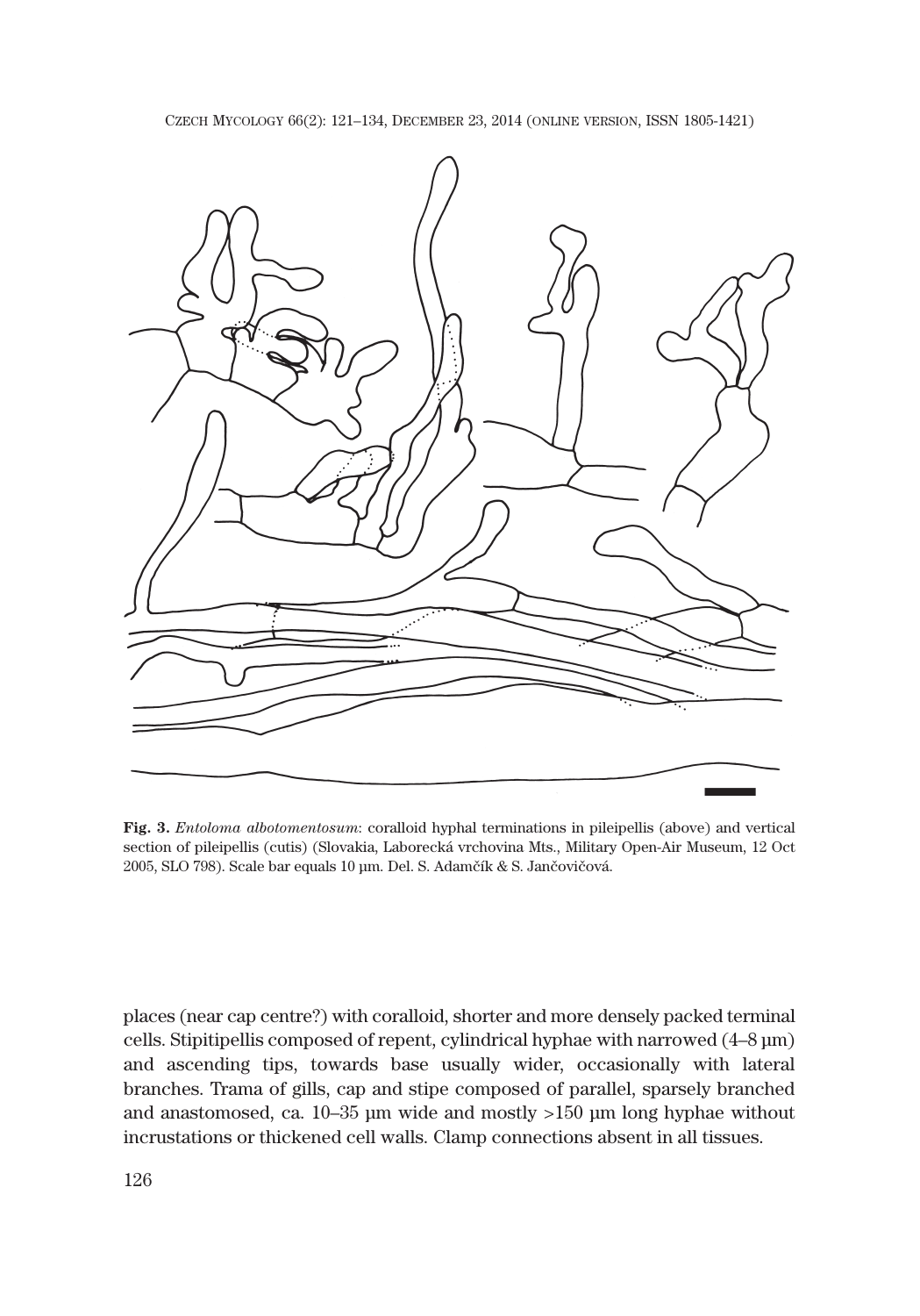**Fig. 3.** *Entoloma albotomentosum*: coralloid hyphal terminations in pileipellis (above) and vertical section of pileipellis (cutis) (Slovakia, Laborecká vrchovina Mts., Military Open-Air Museum, 12 Oct 2005, SLO 798). Scale bar equals 10 µm. Del. S. Adamčík & S. Jančovičová.

places (near cap centre?) with coralloid, shorter and more densely packed terminal cells. Stipitipellis composed of repent, cylindrical hyphae with narrowed (4–8 µm) and ascending tips, towards base usually wider, occasionally with lateral branches. Trama of gills, cap and stipe composed of parallel, sparsely branched and anastomosed, ca. 10–35 µm wide and mostly >150 µm long hyphae without incrustations or thickened cell walls. Clamp connections absent in all tissues.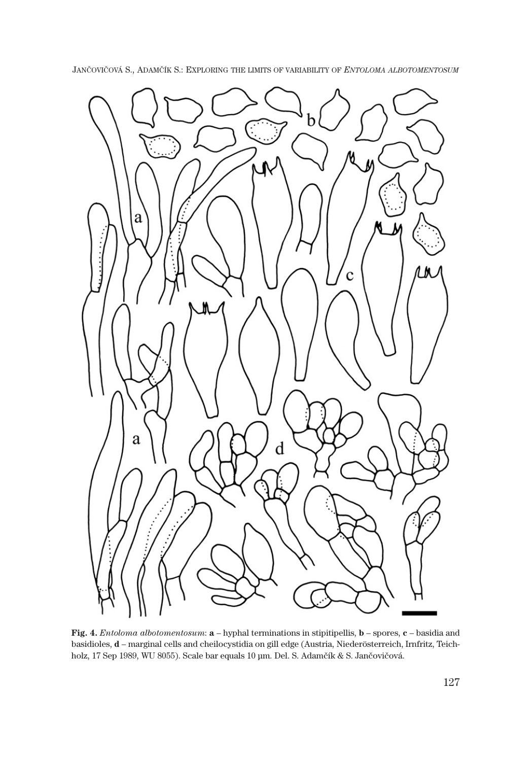**Fig. 4.** *Entoloma albotomentosum*: **a** – hyphal terminations in stipitipellis, **b** – spores, **c** – basidia and basidioles, **d** – marginal cells and cheilocystidia on gill edge (Austria, Niederösterreich, Irnfritz, Teichholz, 17 Sep 1989, WU 8055). Scale bar equals 10 µm. Del. S. Adamčík & S. Jančovičová.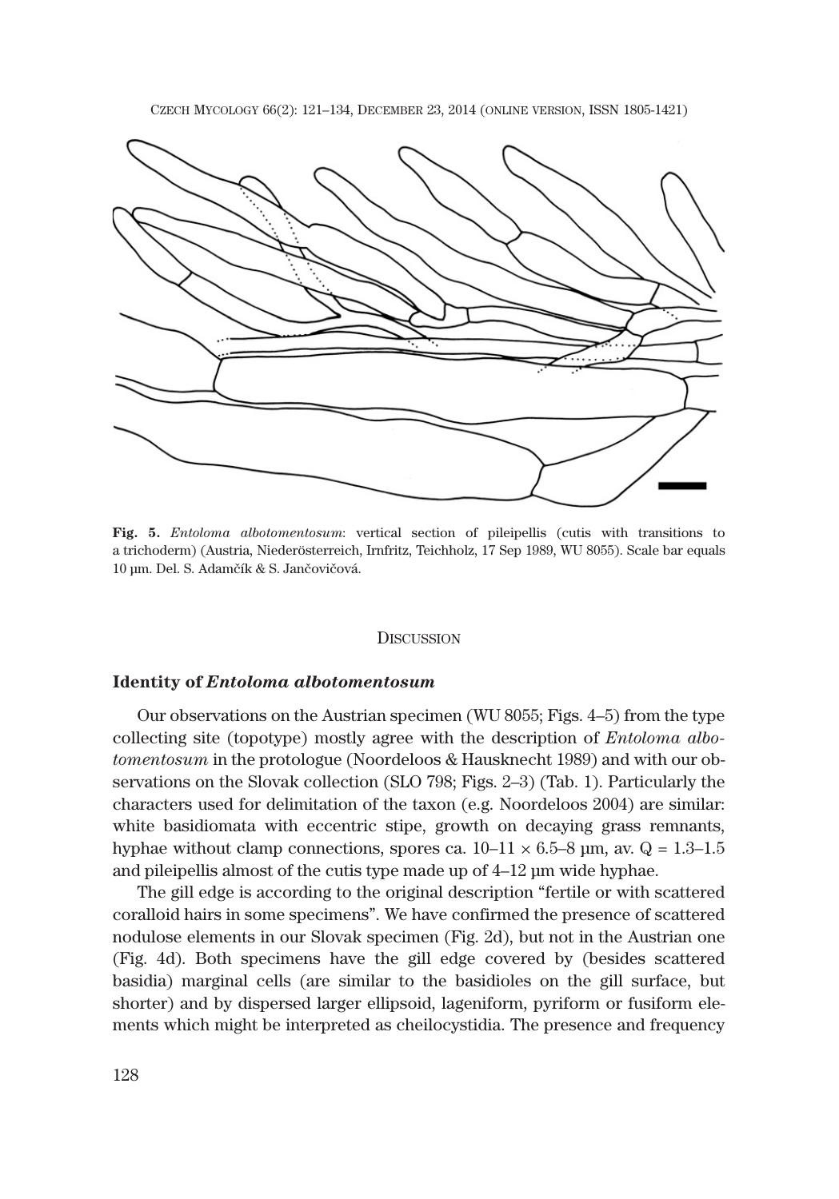**Fig. 5.** *Entoloma albotomentosum*: vertical section of pileipellis (cutis with transitions to a trichoderm) (Austria, Niederösterreich, Irnfritz, Teichholz, 17 Sep 1989, WU 8055). Scale bar equals 10 µm. Del. S. Adamčík & S. Jančovičová.

## Discussion

### Identity of *Entoloma albotomentosum*

Our observations on the Austrian specimen (WU 8055; Figs. 4–5) from the type collecting site (topotype) mostly agree with the description of *Entoloma albotomentosum* in the protologue (Noordeloos & Hausknecht 1989) and with our observations on the Slovak collection (SLO 798; Figs. 2–3) (Tab. 1). Particularly the characters used for delimitation of the taxon (e.g. Noordeloos 2004) are similar: white basidiomata with eccentric stipe, growth on decaying grass remnants, hyphae without clamp connections, spores ca. 10–11 × 6.5–8 µm, av. Q = 1.3–1.5 and pileipellis almost of the cutis type made up of 4–12 µm wide hyphae.

The gill edge is according to the original description "fertile or with scattered coralloid hairs in some specimens". We have confirmed the presence of scattered nodulose elements in our Slovak specimen (Fig. 2d), but not in the Austrian one (Fig. 4d). Both specimens have the gill edge covered by (besides scattered basidia) marginal cells (are similar to the basidioles on the gill surface, but shorter) and by dispersed larger ellipsoid, lageniform, pyriform or fusiform elements which might be interpreted as cheilocystidia. The presence and frequency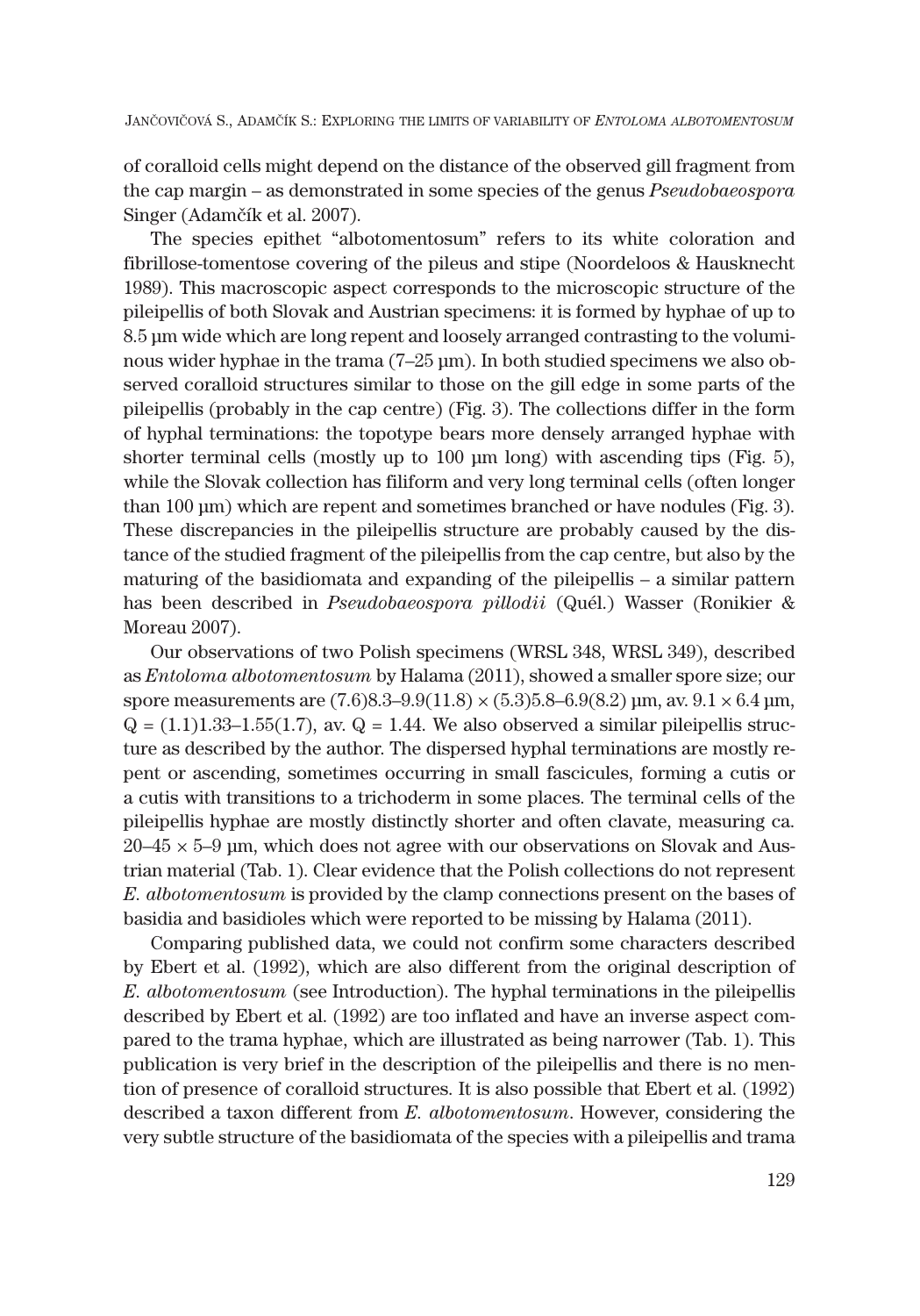of coralloid cells might depend on the distance of the observed gill fragment from the cap margin – as demonstrated in some species of the genus *Pseudobaeospora* Singer (Adamčík et al. 2007).

The species epithet "albotomentosum" refers to its white coloration and fibrillose-tomentose covering of the pileus and stipe (Noordeloos & Hausknecht 1989). This macroscopic aspect corresponds to the microscopic structure of the pileipellis of both Slovak and Austrian specimens: it is formed by hyphae of up to 8.5 µm wide which are long repent and loosely arranged contrasting to the voluminous wider hyphae in the trama (7–25 µm). In both studied specimens we also observed coralloid structures similar to those on the gill edge in some parts of the pileipellis (probably in the cap centre) (Fig. 3). The collections differ in the form of hyphal terminations: the topotype bears more densely arranged hyphae with shorter terminal cells (mostly up to 100 µm long) with ascending tips (Fig. 5), while the Slovak collection has filiform and very long terminal cells (often longer than 100 µm) which are repent and sometimes branched or have nodules (Fig. 3). These discrepancies in the pileipellis structure are probably caused by the distance of the studied fragment of the pileipellis from the cap centre, but also by the maturing of the basidiomata and expanding of the pileipellis – a similar pattern has been described in *Pseudobaeospora pillodii* (Quél.) Wasser (Ronikier & Moreau 2007).

Our observations of two Polish specimens (WRSL 348, WRSL 349), described as *Entoloma albotomentosum* by Halama (2011), showed a smaller spore size; our spore measurements are (7.6)8.3–9.9(11.8) × (5.3)5.8–6.9(8.2) µm, av. 9.1 × 6.4 µm, Q = (1.1)1.33–1.55(1.7), av. Q = 1.44. We also observed a similar pileipellis structure as described by the author. The dispersed hyphal terminations are mostly repent or ascending, sometimes occurring in small fascicules, forming a cutis or a cutis with transitions to a trichoderm in some places. The terminal cells of the pileipellis hyphae are mostly distinctly shorter and often clavate, measuring ca. 20–45 × 5–9 µm, which does not agree with our observations on Slovak and Austrian material (Tab. 1). Clear evidence that the Polish collections do not represent *E. albotomentosum* is provided by the clamp connections present on the bases of basidia and basidioles which were reported to be missing by Halama (2011).

Comparing published data, we could not confirm some characters described by Ebert et al. (1992), which are also different from the original description of *E. albotomentosum* (see Introduction). The hyphal terminations in the pileipellis described by Ebert et al. (1992) are too inflated and have an inverse aspect compared to the trama hyphae, which are illustrated as being narrower (Tab. 1). This publication is very brief in the description of the pileipellis and there is no mention of presence of coralloid structures. It is also possible that Ebert et al. (1992) described a taxon different from *E. albotomentosum*. However, considering the very subtle structure of the basidiomata of the species with a pileipellis and trama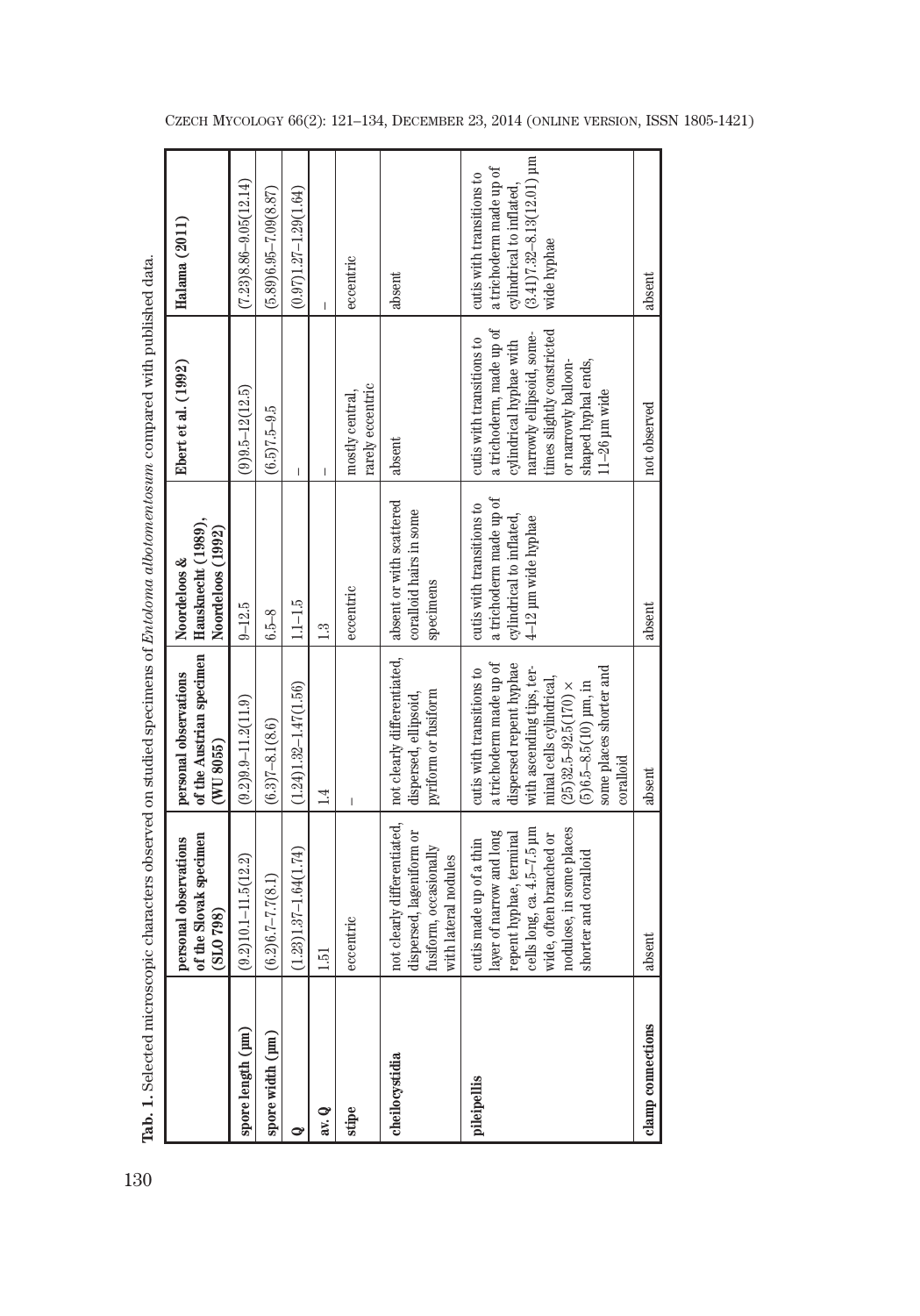**Tab. 1.** Selected microscopic characters observed on studied specimens of *Entoloma albotomentosum* compared with published data.

| | personal observations of the Slovak specimen (SLO 798) | personal observations of the Austrian specimen (WU 8055) | Noordeloos & Hausknecht (1989), Noordeloos (1992) | Ebert et al. (1992) | Halama (2011) |
|---|---|---|---|---|---|
| **spore length (µm)** | (9.2)10.1–11.5(12.2) | (9.2)9.9–11.2(11.9) | 9–12.5 | (9)9.5–12(12.5) | (7.23)8.86–9.05(12.14) |
| **spore width (µm)** | (6.2)6.7–7.7(8.1) | (6.3)7–8.1(8.6) | 6.5–8 | (6.5)7.5–9.5 | (5.89)6.95–7.09(8.87) |
| **Q** | (1.23)1.37–1.64(1.74) | (1.24)1.32–1.47(1.56) | 1.1–1.5 | – | (0.97)1.27–1.29(1.64) |
| **av. Q** | 1.51 | 1.4 | 1.3 | – | – |
| **stipe** | eccentric | – | eccentric | mostly central, rarely eccentric | eccentric |
| **cheilocystidia** | not clearly differentiated, dispersed, lageniform or fusiform, occasionally with lateral nodules | not clearly differentiated, dispersed, ellipsoid, pyriform or fusiform | absent or with scattered coralloid hairs in some specimens | absent | absent |
| **pileipellis** | cutis made up of a thin layer of narrow and long repent hyphae, terminal cells long, ca. 4.5–7.5 µm wide, often branched or nodulose, in some places shorter and coralloid | cutis with transitions to a trichoderm made up of dispersed repent hyphae with ascending tips, terminal cells cylindrical, (25)32.5–92.5(170) × (5)6.5–8.5(10) µm, in some places shorter and coralloid | cutis with transitions to a trichoderm made up of cylindrical to inflated, 4–12 µm wide hyphae | cutis with transitions to a trichoderm, made up of cylindrical hyphae with narrowly ellipsoid, sometimes slightly constricted or narrowly balloon-shaped hyphal ends, 11–26 µm wide | cutis with transitions to a trichoderm made up of cylindrical to inflated, (3.41)7.32–8.13(12.01) µm wide hyphae |
| **clamp connections** | absent | absent | absent | not observed | absent |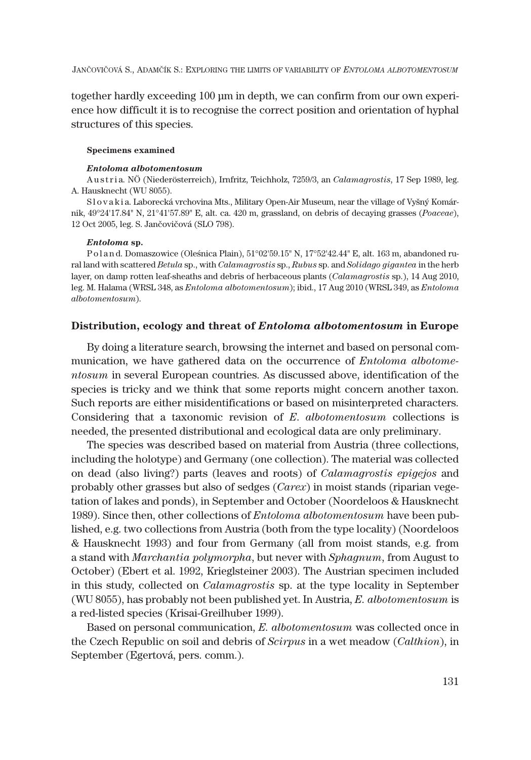together hardly exceeding 100 µm in depth, we can confirm from our own experience how difficult it is to recognise the correct position and orientation of hyphal structures of this species.

#### Specimens examined

***Entoloma albotomentosum***

Austria. NÖ (Niederösterreich), Irnfritz, Teichholz, 7259/3, an *Calamagrostis*, 17 Sep 1989, leg. A. Hausknecht (WU 8055).

Slovakia. Laborecká vrchovina Mts., Military Open-Air Museum, near the village of Vyšný Komárnik, 49°24'17.84" N, 21°41'57.89" E, alt. ca. 420 m, grassland, on debris of decaying grasses (*Poaceae*), 12 Oct 2005, leg. S. Jančovičová (SLO 798).

***Entoloma* sp.**

Poland. Domaszowice (Oleśnica Plain), 51°02'59.15" N, 17°52'42.44" E, alt. 163 m, abandoned rural land with scattered *Betula* sp., with *Calamagrostis* sp., *Rubus* sp. and *Solidago gigantea* in the herb layer, on damp rotten leaf-sheaths and debris of herbaceous plants (*Calamagrostis* sp.), 14 Aug 2010, leg. M. Halama (WRSL 348, as *Entoloma albotomentosum*); ibid., 17 Aug 2010 (WRSL 349, as *Entoloma albotomentosum*).

### Distribution, ecology and threat of *Entoloma albotomentosum* in Europe

By doing a literature search, browsing the internet and based on personal communication, we have gathered data on the occurrence of *Entoloma albotomentosum* in several European countries. As discussed above, identification of the species is tricky and we think that some reports might concern another taxon. Such reports are either misidentifications or based on misinterpreted characters. Considering that a taxonomic revision of *E. albotomentosum* collections is needed, the presented distributional and ecological data are only preliminary.

The species was described based on material from Austria (three collections, including the holotype) and Germany (one collection). The material was collected on dead (also living?) parts (leaves and roots) of *Calamagrostis epigejos* and probably other grasses but also of sedges (*Carex*) in moist stands (riparian vegetation of lakes and ponds), in September and October (Noordeloos & Hausknecht 1989). Since then, other collections of *Entoloma albotomentosum* have been published, e.g. two collections from Austria (both from the type locality) (Noordeloos & Hausknecht 1993) and four from Germany (all from moist stands, e.g. from a stand with *Marchantia polymorpha*, but never with *Sphagnum*, from August to October) (Ebert et al. 1992, Krieglsteiner 2003). The Austrian specimen included in this study, collected on *Calamagrostis* sp. at the type locality in September (WU 8055), has probably not been published yet. In Austria, *E. albotomentosum* is a red-listed species (Krisai-Greilhuber 1999).

Based on personal communication, *E. albotomentosum* was collected once in the Czech Republic on soil and debris of *Scirpus* in a wet meadow (*Calthion*), in September (Egertová, pers. comm.).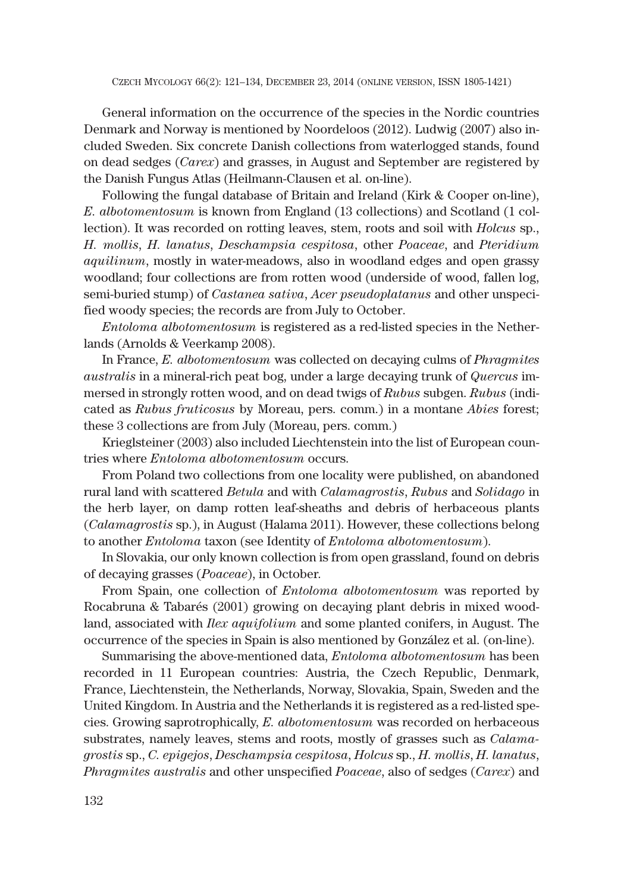General information on the occurrence of the species in the Nordic countries Denmark and Norway is mentioned by Noordeloos (2012). Ludwig (2007) also included Sweden. Six concrete Danish collections from waterlogged stands, found on dead sedges (*Carex*) and grasses, in August and September are registered by the Danish Fungus Atlas (Heilmann-Clausen et al. on-line).

Following the fungal database of Britain and Ireland (Kirk & Cooper on-line), *E. albotomentosum* is known from England (13 collections) and Scotland (1 collection). It was recorded on rotting leaves, stem, roots and soil with *Holcus* sp., *H. mollis*, *H. lanatus*, *Deschampsia cespitosa*, other *Poaceae*, and *Pteridium aquilinum*, mostly in water-meadows, also in woodland edges and open grassy woodland; four collections are from rotten wood (underside of wood, fallen log, semi-buried stump) of *Castanea sativa*, *Acer pseudoplatanus* and other unspecified woody species; the records are from July to October.

*Entoloma albotomentosum* is registered as a red-listed species in the Netherlands (Arnolds & Veerkamp 2008).

In France, *E. albotomentosum* was collected on decaying culms of *Phragmites australis* in a mineral-rich peat bog, under a large decaying trunk of *Quercus* immersed in strongly rotten wood, and on dead twigs of *Rubus* subgen. *Rubus* (indicated as *Rubus fruticosus* by Moreau, pers. comm.) in a montane *Abies* forest; these 3 collections are from July (Moreau, pers. comm.)

Krieglsteiner (2003) also included Liechtenstein into the list of European countries where *Entoloma albotomentosum* occurs.

From Poland two collections from one locality were published, on abandoned rural land with scattered *Betula* and with *Calamagrostis*, *Rubus* and *Solidago* in the herb layer, on damp rotten leaf-sheaths and debris of herbaceous plants (*Calamagrostis* sp.), in August (Halama 2011). However, these collections belong to another *Entoloma* taxon (see Identity of *Entoloma albotomentosum*).

In Slovakia, our only known collection is from open grassland, found on debris of decaying grasses (*Poaceae*), in October.

From Spain, one collection of *Entoloma albotomentosum* was reported by Rocabruna & Tabarés (2001) growing on decaying plant debris in mixed woodland, associated with *Ilex aquifolium* and some planted conifers, in August. The occurrence of the species in Spain is also mentioned by González et al. (on-line).

Summarising the above-mentioned data, *Entoloma albotomentosum* has been recorded in 11 European countries: Austria, the Czech Republic, Denmark, France, Liechtenstein, the Netherlands, Norway, Slovakia, Spain, Sweden and the United Kingdom. In Austria and the Netherlands it is registered as a red-listed species. Growing saprotrophically, *E. albotomentosum* was recorded on herbaceous substrates, namely leaves, stems and roots, mostly of grasses such as *Calamagrostis* sp., *C. epigejos*, *Deschampsia cespitosa*, *Holcus* sp., *H. mollis*, *H. lanatus*, *Phragmites australis* and other unspecified *Poaceae*, also of sedges (*Carex*) and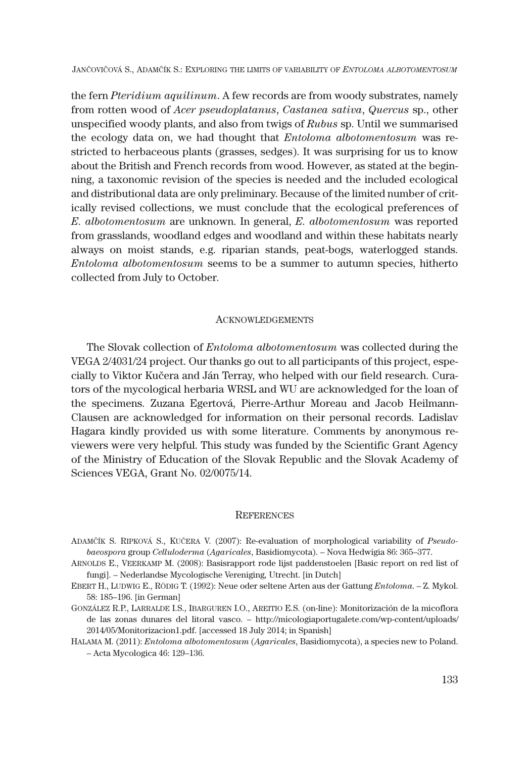the fern *Pteridium aquilinum*. A few records are from woody substrates, namely from rotten wood of *Acer pseudoplatanus*, *Castanea sativa*, *Quercus* sp., other unspecified woody plants, and also from twigs of *Rubus* sp. Until we summarised the ecology data on, we had thought that *Entoloma albotomentosum* was restricted to herbaceous plants (grasses, sedges). It was surprising for us to know about the British and French records from wood. However, as stated at the beginning, a taxonomic revision of the species is needed and the included ecological and distributional data are only preliminary. Because of the limited number of critically revised collections, we must conclude that the ecological preferences of *E. albotomentosum* are unknown. In general, *E. albotomentosum* was reported from grasslands, woodland edges and woodland and within these habitats nearly always on moist stands, e.g. riparian stands, peat-bogs, waterlogged stands. *Entoloma albotomentosum* seems to be a summer to autumn species, hitherto collected from July to October.

## Acknowledgements

The Slovak collection of *Entoloma albotomentosum* was collected during the VEGA 2/4031/24 project. Our thanks go out to all participants of this project, especially to Viktor Kučera and Ján Terray, who helped with our field research. Curators of the mycological herbaria WRSL and WU are acknowledged for the loan of the specimens. Zuzana Egertová, Pierre-Arthur Moreau and Jacob Heilmann-Clausen are acknowledged for information on their personal records. Ladislav Hagara kindly provided us with some literature. Comments by anonymous reviewers were very helpful. This study was funded by the Scientific Grant Agency of the Ministry of Education of the Slovak Republic and the Slovak Academy of Sciences VEGA, Grant No. 02/0075/14.

## References

Adamčík S. Ripková S., Kučera V. (2007): Re-evaluation of morphological variability of *Pseudobaeospora* group *Celluloderma* (*Agaricales*, Basidiomycota). – Nova Hedwigia 86: 365–377.

Arnolds E., Veerkamp M. (2008): Basisrapport rode lijst paddenstoelen [Basic report on red list of fungi]. – Nederlandse Mycologische Vereniging, Utrecht. [in Dutch]

Ebert H., Ludwig E., Rödig T. (1992): Neue oder seltene Arten aus der Gattung *Entoloma*. – Z. Mykol. 58: 185–196. [in German]

González R.P., Larralde I.S., Ibarguren I.O., Areitio E.S. (on-line): Monitorización de la micoflora de las zonas dunares del litoral vasco. – http://micologiaportugalete.com/wp-content/uploads/2014/05/Monitorizacion1.pdf. [accessed 18 July 2014; in Spanish]

Halama M. (2011): *Entoloma albotomentosum* (*Agaricales*, Basidiomycota), a species new to Poland. – Acta Mycologica 46: 129–136.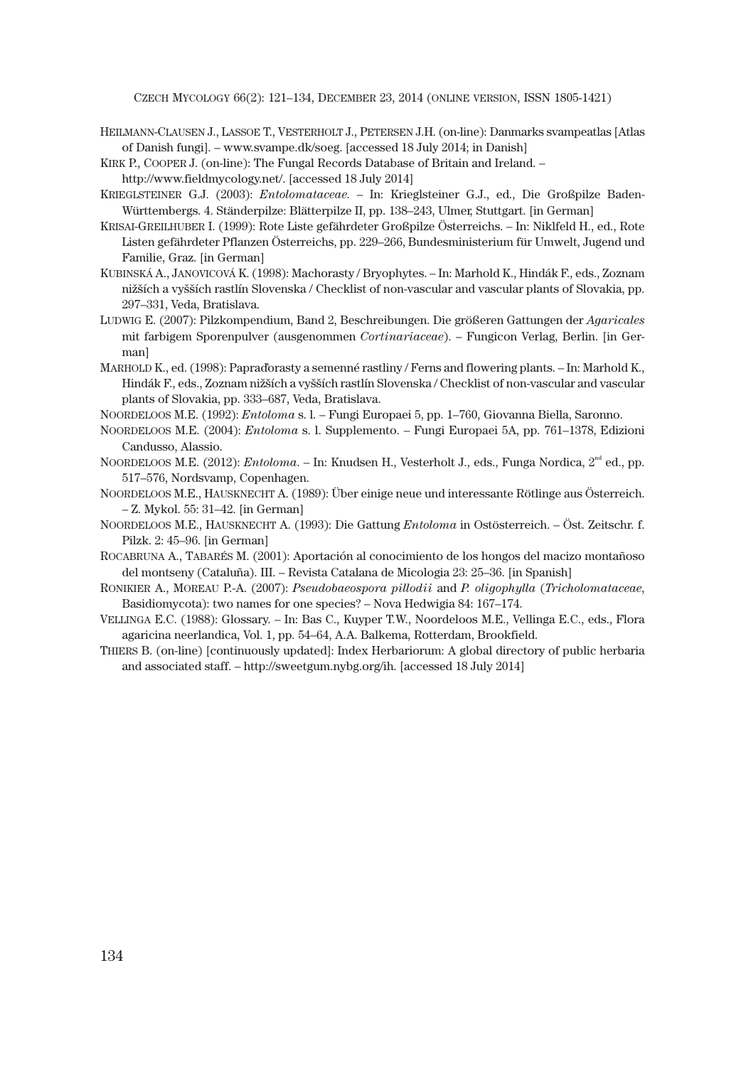HEILMANN-CLAUSEN J., LASSOE T., VESTERHOLT J., PETERSEN J.H. (on-line): Danmarks svampeatlas [Atlas of Danish fungi]. – www.svampe.dk/soeg. [accessed 18 July 2014; in Danish]

KIRK P., COOPER J. (on-line): The Fungal Records Database of Britain and Ireland. – http://www.fieldmycology.net/. [accessed 18 July 2014]

KRIEGLSTEINER G.J. (2003): *Entolomataceae*. – In: Krieglsteiner G.J., ed., Die Großpilze Baden-Württembergs. 4. Ständerpilze: Blätterpilze II, pp. 138–243, Ulmer, Stuttgart. [in German]

KRISAI-GREILHUBER I. (1999): Rote Liste gefährdeter Großpilze Österreichs. – In: Niklfeld H., ed., Rote Listen gefährdeter Pflanzen Österreichs, pp. 229–266, Bundesministerium für Umwelt, Jugend und Familie, Graz. [in German]

KUBINSKÁ A., JANOVICOVÁ K. (1998): Machorasty / Bryophytes. – In: Marhold K., Hindák F., eds., Zoznam nižších a vyšších rastlín Slovenska / Checklist of non-vascular and vascular plants of Slovakia, pp. 297–331, Veda, Bratislava.

LUDWIG E. (2007): Pilzkompendium, Band 2, Beschreibungen. Die größeren Gattungen der *Agaricales* mit farbigem Sporenpulver (ausgenommen *Cortinariaceae*). – Fungicon Verlag, Berlin. [in German]

MARHOLD K., ed. (1998): Papraďorasty a semenné rastliny / Ferns and flowering plants. – In: Marhold K., Hindák F., eds., Zoznam nižších a vyšších rastlín Slovenska / Checklist of non-vascular and vascular plants of Slovakia, pp. 333–687, Veda, Bratislava.

NOORDELOOS M.E. (1992): *Entoloma* s. l. – Fungi Europaei 5, pp. 1–760, Giovanna Biella, Saronno.

NOORDELOOS M.E. (2004): *Entoloma* s. l. Supplemento. – Fungi Europaei 5A, pp. 761–1378, Edizioni Candusso, Alassio.

NOORDELOOS M.E. (2012): *Entoloma*. – In: Knudsen H., Vesterholt J., eds., Funga Nordica, 2nd ed., pp. 517–576, Nordsvamp, Copenhagen.

NOORDELOOS M.E., HAUSKNECHT A. (1989): Über einige neue und interessante Rötlinge aus Österreich. – Z. Mykol. 55: 31–42. [in German]

NOORDELOOS M.E., HAUSKNECHT A. (1993): Die Gattung *Entoloma* in Ostösterreich. – Öst. Zeitschr. f. Pilzk. 2: 45–96. [in German]

ROCABRUNA A., TABARÉS M. (2001): Aportación al conocimiento de los hongos del macizo montañoso del montseny (Cataluña). III. – Revista Catalana de Micologia 23: 25–36. [in Spanish]

RONIKIER A., MOREAU P.-A. (2007): *Pseudobaeospora pillodii* and *P. oligophylla* (*Tricholomataceae*, Basidiomycota): two names for one species? – Nova Hedwigia 84: 167–174.

VELLINGA E.C. (1988): Glossary. – In: Bas C., Kuyper T.W., Noordeloos M.E., Vellinga E.C., eds., Flora agaricina neerlandica, Vol. 1, pp. 54–64, A.A. Balkema, Rotterdam, Brookfield.

THIERS B. (on-line) [continuously updated]: Index Herbariorum: A global directory of public herbaria and associated staff. – http://sweetgum.nybg.org/ih. [accessed 18 July 2014]